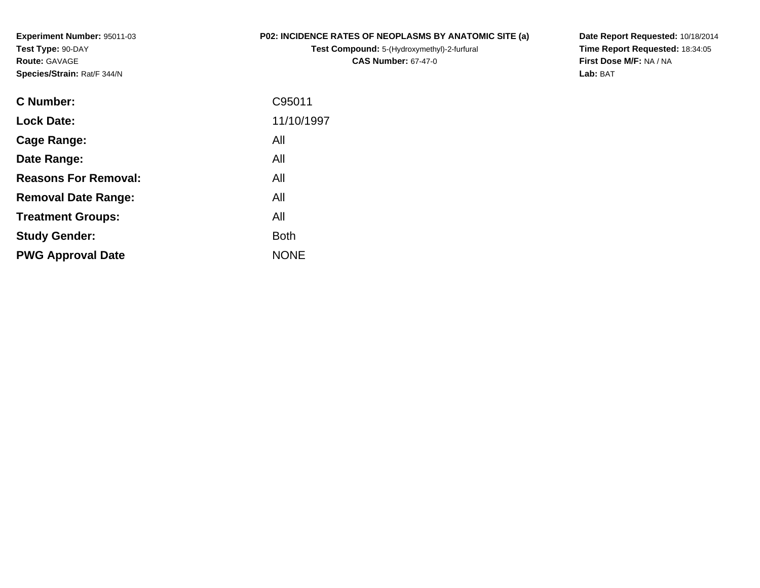**Experiment Number:** 95011-03
**Test Type:** 90-DAY
**Route:** GAVAGE
**Species/Strain:** Rat/F 344/N

**P02: INCIDENCE RATES OF NEOPLASMS BY ANATOMIC SITE (a)**
**Test Compound:** 5-(Hydroxymethyl)-2-furfural
**CAS Number:** 67-47-0

**Date Report Requested:** 10/18/2014
**Time Report Requested:** 18:34:05
**First Dose M/F:** NA / NA
**Lab:** BAT

| | |
|---|---|
| **C Number:** | C95011 |
| **Lock Date:** | 11/10/1997 |
| **Cage Range:** | All |
| **Date Range:** | All |
| **Reasons For Removal:** | All |
| **Removal Date Range:** | All |
| **Treatment Groups:** | All |
| **Study Gender:** | Both |
| **PWG Approval Date** | NONE |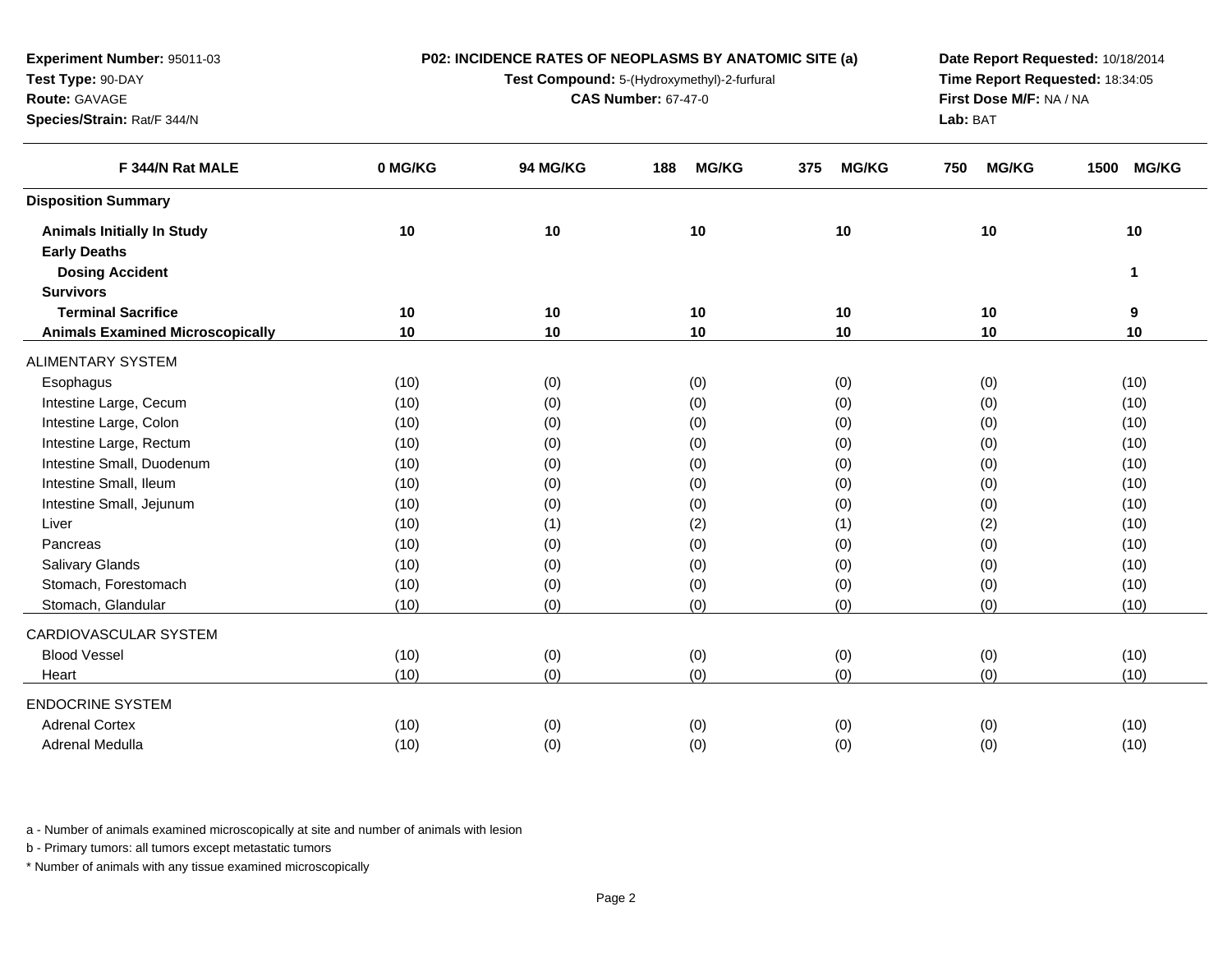**Experiment Number:** 95011-03
**Test Type:** 90-DAY
**Route:** GAVAGE
**Species/Strain:** Rat/F 344/N

**P02: INCIDENCE RATES OF NEOPLASMS BY ANATOMIC SITE (a)**
**Test Compound:** 5-(Hydroxymethyl)-2-furfural
**CAS Number:** 67-47-0

**Date Report Requested:** 10/18/2014
**Time Report Requested:** 18:34:05
**First Dose M/F:** NA / NA
**Lab:** BAT

| F 344/N Rat MALE | 0 MG/KG | 94 MG/KG | 188 MG/KG | 375 MG/KG | 750 MG/KG | 1500 MG/KG |
|---|---|---|---|---|---|---|
| **Disposition Summary** | | | | | | |
| **Animals Initially In Study** | **10** | **10** | **10** | **10** | **10** | **10** |
| **Early Deaths** | | | | | | |
| **Dosing Accident** | | | | | | **1** |
| **Survivors** | | | | | | |
| **Terminal Sacrifice** | **10** | **10** | **10** | **10** | **10** | **9** |
| **Animals Examined Microscopically** | **10** | **10** | **10** | **10** | **10** | **10** |
| ALIMENTARY SYSTEM | | | | | | |
| Esophagus | (10) | (0) | (0) | (0) | (0) | (10) |
| Intestine Large, Cecum | (10) | (0) | (0) | (0) | (0) | (10) |
| Intestine Large, Colon | (10) | (0) | (0) | (0) | (0) | (10) |
| Intestine Large, Rectum | (10) | (0) | (0) | (0) | (0) | (10) |
| Intestine Small, Duodenum | (10) | (0) | (0) | (0) | (0) | (10) |
| Intestine Small, Ileum | (10) | (0) | (0) | (0) | (0) | (10) |
| Intestine Small, Jejunum | (10) | (0) | (0) | (0) | (0) | (10) |
| Liver | (10) | (1) | (2) | (1) | (2) | (10) |
| Pancreas | (10) | (0) | (0) | (0) | (0) | (10) |
| Salivary Glands | (10) | (0) | (0) | (0) | (0) | (10) |
| Stomach, Forestomach | (10) | (0) | (0) | (0) | (0) | (10) |
| Stomach, Glandular | (10) | (0) | (0) | (0) | (0) | (10) |
| CARDIOVASCULAR SYSTEM | | | | | | |
| Blood Vessel | (10) | (0) | (0) | (0) | (0) | (10) |
| Heart | (10) | (0) | (0) | (0) | (0) | (10) |
| ENDOCRINE SYSTEM | | | | | | |
| Adrenal Cortex | (10) | (0) | (0) | (0) | (0) | (10) |
| Adrenal Medulla | (10) | (0) | (0) | (0) | (0) | (10) |

a - Number of animals examined microscopically at site and number of animals with lesion

b - Primary tumors: all tumors except metastatic tumors

* Number of animals with any tissue examined microscopically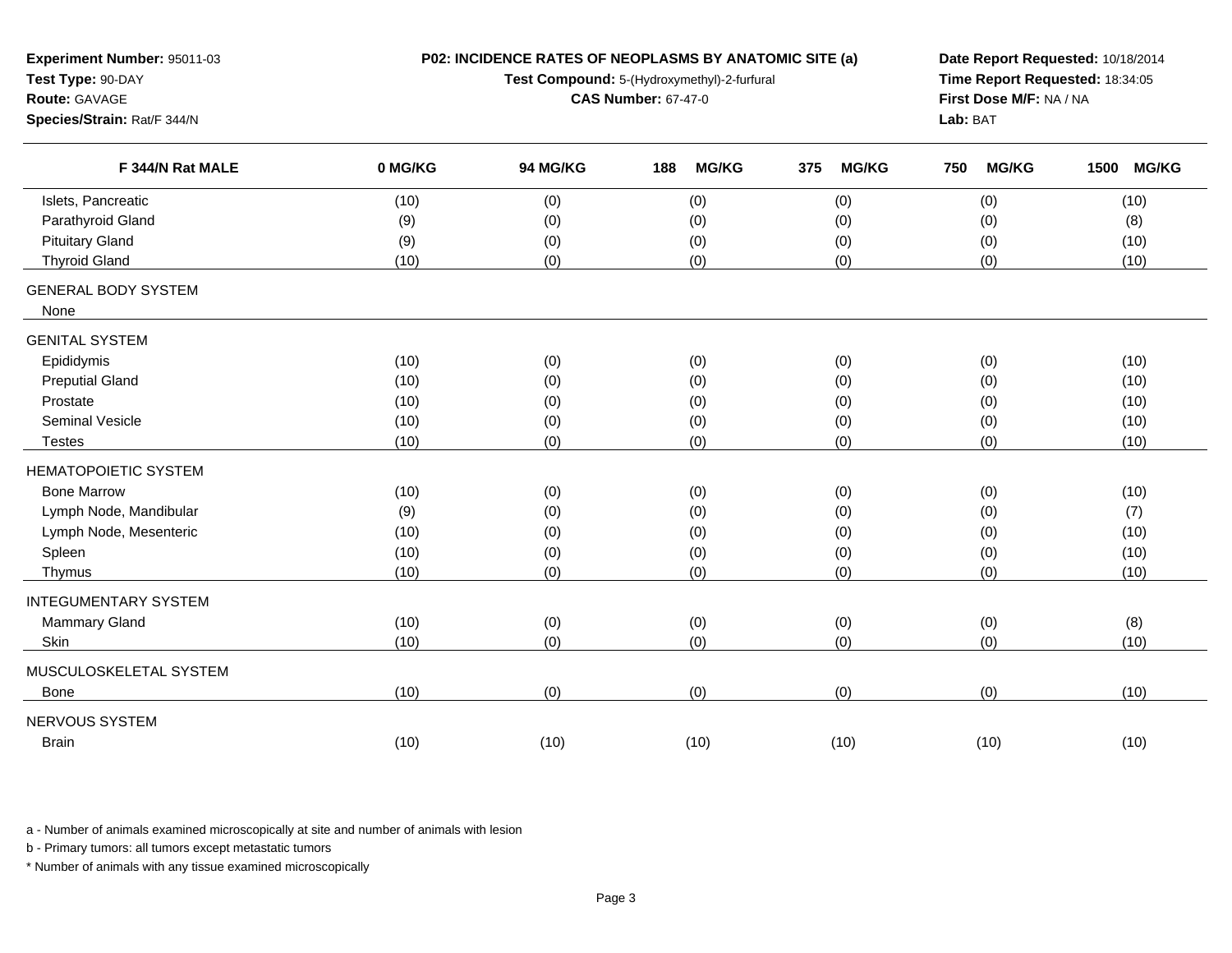**Experiment Number:** 95011-03
**Test Type:** 90-DAY
**Route:** GAVAGE
**Species/Strain:** Rat/F 344/N

**P02: INCIDENCE RATES OF NEOPLASMS BY ANATOMIC SITE (a)**
**Test Compound:** 5-(Hydroxymethyl)-2-furfural
**CAS Number:** 67-47-0

**Date Report Requested:** 10/18/2014
**Time Report Requested:** 18:34:05
**First Dose M/F:** NA / NA
**Lab:** BAT

| F 344/N Rat MALE | 0 MG/KG | 94 MG/KG | 188 MG/KG | 375 MG/KG | 750 MG/KG | 1500 MG/KG |
|---|---|---|---|---|---|---|
| Islets, Pancreatic | (10) | (0) | (0) | (0) | (0) | (10) |
| Parathyroid Gland | (9) | (0) | (0) | (0) | (0) | (8) |
| Pituitary Gland | (9) | (0) | (0) | (0) | (0) | (10) |
| Thyroid Gland | (10) | (0) | (0) | (0) | (0) | (10) |
| GENERAL BODY SYSTEM | | | | | | |
| None | | | | | | |
| GENITAL SYSTEM | | | | | | |
| Epididymis | (10) | (0) | (0) | (0) | (0) | (10) |
| Preputial Gland | (10) | (0) | (0) | (0) | (0) | (10) |
| Prostate | (10) | (0) | (0) | (0) | (0) | (10) |
| Seminal Vesicle | (10) | (0) | (0) | (0) | (0) | (10) |
| Testes | (10) | (0) | (0) | (0) | (0) | (10) |
| HEMATOPOIETIC SYSTEM | | | | | | |
| Bone Marrow | (10) | (0) | (0) | (0) | (0) | (10) |
| Lymph Node, Mandibular | (9) | (0) | (0) | (0) | (0) | (7) |
| Lymph Node, Mesenteric | (10) | (0) | (0) | (0) | (0) | (10) |
| Spleen | (10) | (0) | (0) | (0) | (0) | (10) |
| Thymus | (10) | (0) | (0) | (0) | (0) | (10) |
| INTEGUMENTARY SYSTEM | | | | | | |
| Mammary Gland | (10) | (0) | (0) | (0) | (0) | (8) |
| Skin | (10) | (0) | (0) | (0) | (0) | (10) |
| MUSCULOSKELETAL SYSTEM | | | | | | |
| Bone | (10) | (0) | (0) | (0) | (0) | (10) |
| NERVOUS SYSTEM | | | | | | |
| Brain | (10) | (10) | (10) | (10) | (10) | (10) |

a - Number of animals examined microscopically at site and number of animals with lesion

b - Primary tumors: all tumors except metastatic tumors

* Number of animals with any tissue examined microscopically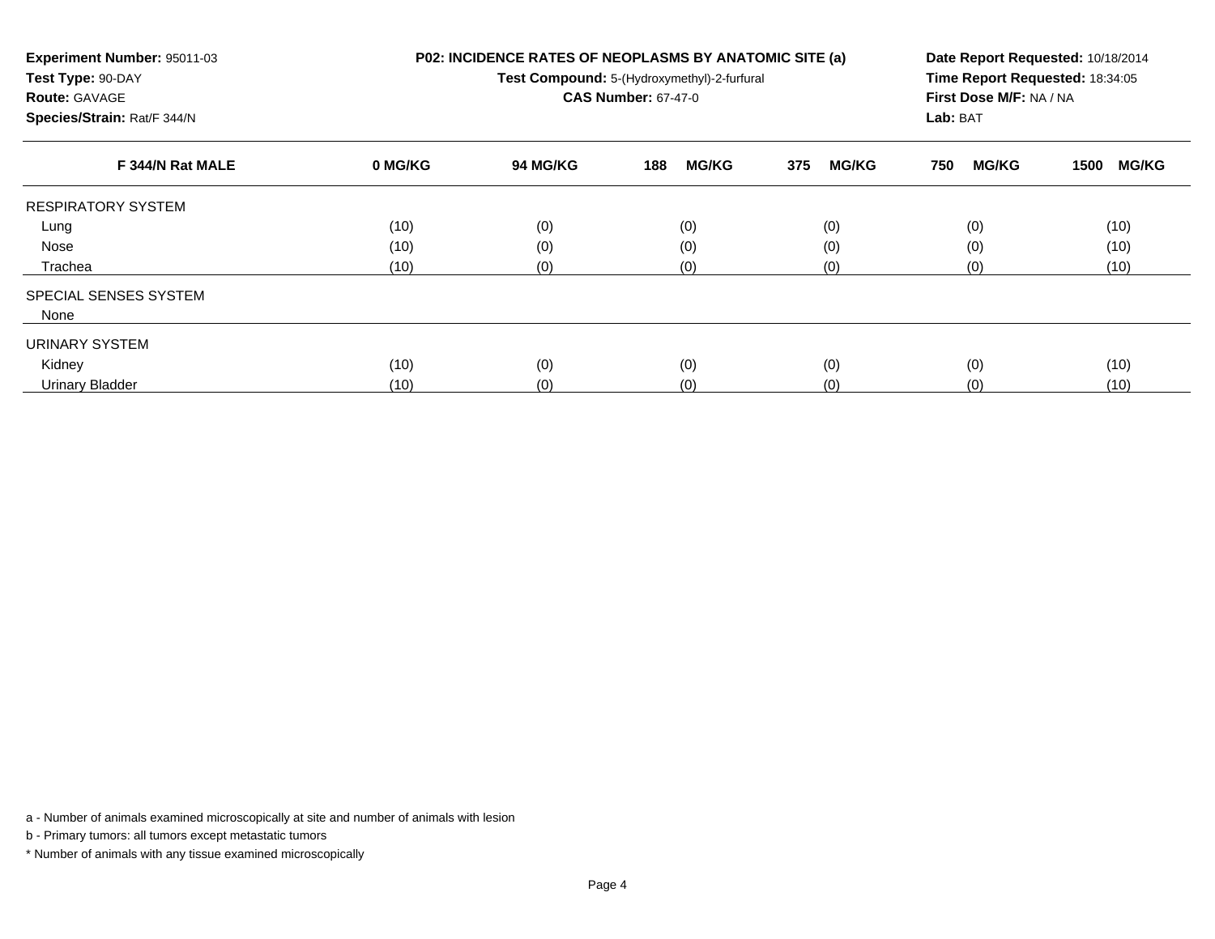**Experiment Number:** 95011-03
**Test Type:** 90-DAY
**Route:** GAVAGE
**Species/Strain:** Rat/F 344/N

**P02: INCIDENCE RATES OF NEOPLASMS BY ANATOMIC SITE (a)**
**Test Compound:** 5-(Hydroxymethyl)-2-furfural
**CAS Number:** 67-47-0

**Date Report Requested:** 10/18/2014
**Time Report Requested:** 18:34:05
**First Dose M/F:** NA / NA
**Lab:** BAT

| F 344/N Rat MALE | 0 MG/KG | 94 MG/KG | 188 MG/KG | 375 MG/KG | 750 MG/KG | 1500 MG/KG |
|---|---|---|---|---|---|---|
| RESPIRATORY SYSTEM | | | | | | |
| Lung | (10) | (0) | (0) | (0) | (0) | (10) |
| Nose | (10) | (0) | (0) | (0) | (0) | (10) |
| Trachea | (10) | (0) | (0) | (0) | (0) | (10) |
| SPECIAL SENSES SYSTEM | | | | | | |
| None | | | | | | |
| URINARY SYSTEM | | | | | | |
| Kidney | (10) | (0) | (0) | (0) | (0) | (10) |
| Urinary Bladder | (10) | (0) | (0) | (0) | (0) | (10) |

a - Number of animals examined microscopically at site and number of animals with lesion

b - Primary tumors: all tumors except metastatic tumors

* Number of animals with any tissue examined microscopically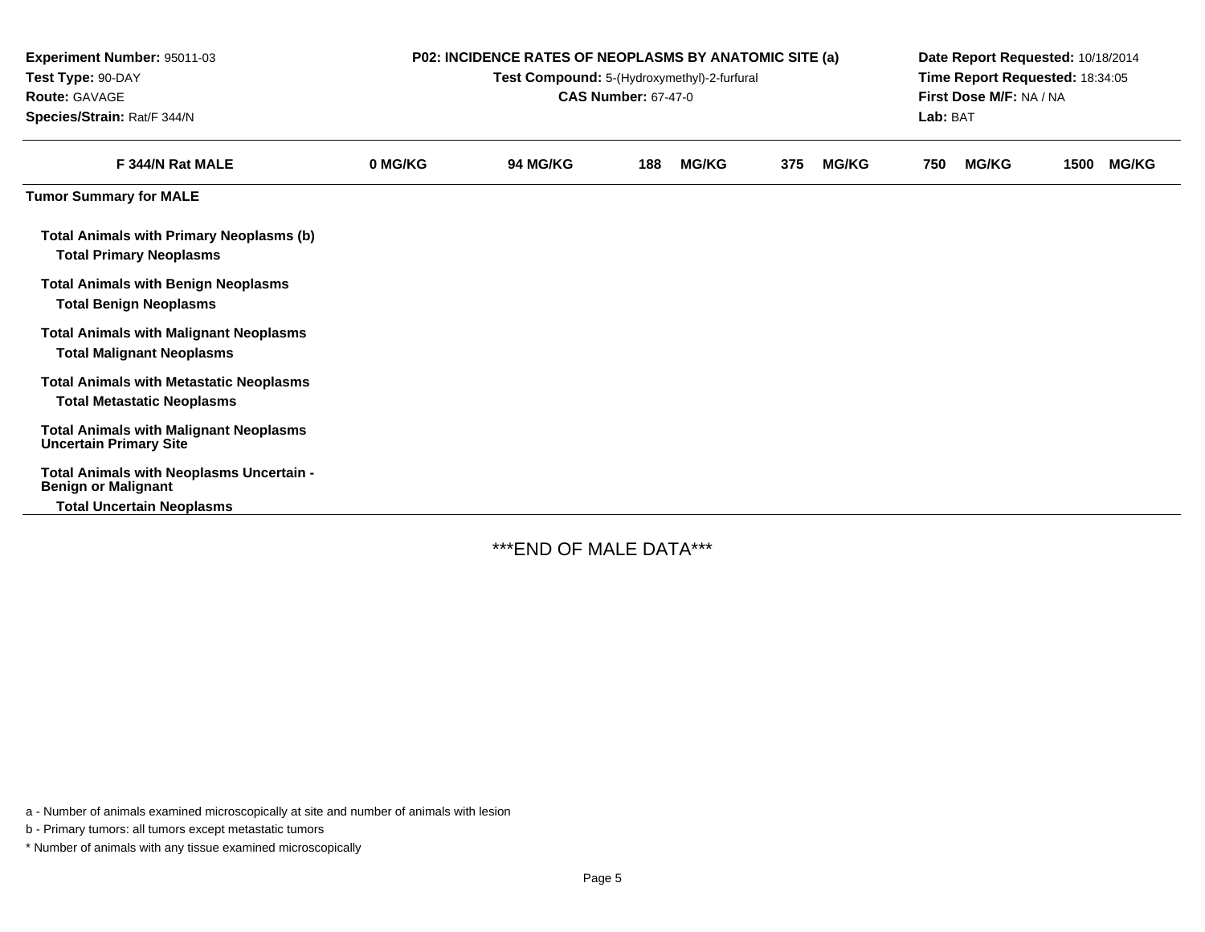**Experiment Number:** 95011-03
**Test Type:** 90-DAY
**Route:** GAVAGE
**Species/Strain:** Rat/F 344/N

**P02: INCIDENCE RATES OF NEOPLASMS BY ANATOMIC SITE (a)**
**Test Compound:** 5-(Hydroxymethyl)-2-furfural
**CAS Number:** 67-47-0

**Date Report Requested:** 10/18/2014
**Time Report Requested:** 18:34:05
**First Dose M/F:** NA / NA
**Lab:** BAT

| F 344/N Rat MALE | 0 MG/KG | 94 MG/KG | 188 MG/KG | 375 MG/KG | 750 MG/KG | 1500 MG/KG |
|---|---|---|---|---|---|---|
| **Tumor Summary for MALE** | | | | | | |
| **Total Animals with Primary Neoplasms (b)** | | | | | | |
| **Total Primary Neoplasms** | | | | | | |
| **Total Animals with Benign Neoplasms** | | | | | | |
| **Total Benign Neoplasms** | | | | | | |
| **Total Animals with Malignant Neoplasms** | | | | | | |
| **Total Malignant Neoplasms** | | | | | | |
| **Total Animals with Metastatic Neoplasms** | | | | | | |
| **Total Metastatic Neoplasms** | | | | | | |
| **Total Animals with Malignant Neoplasms Uncertain Primary Site** | | | | | | |
| **Total Animals with Neoplasms Uncertain - Benign or Malignant** | | | | | | |
| **Total Uncertain Neoplasms** | | | | | | |

***END OF MALE DATA***

a - Number of animals examined microscopically at site and number of animals with lesion

b - Primary tumors: all tumors except metastatic tumors

* Number of animals with any tissue examined microscopically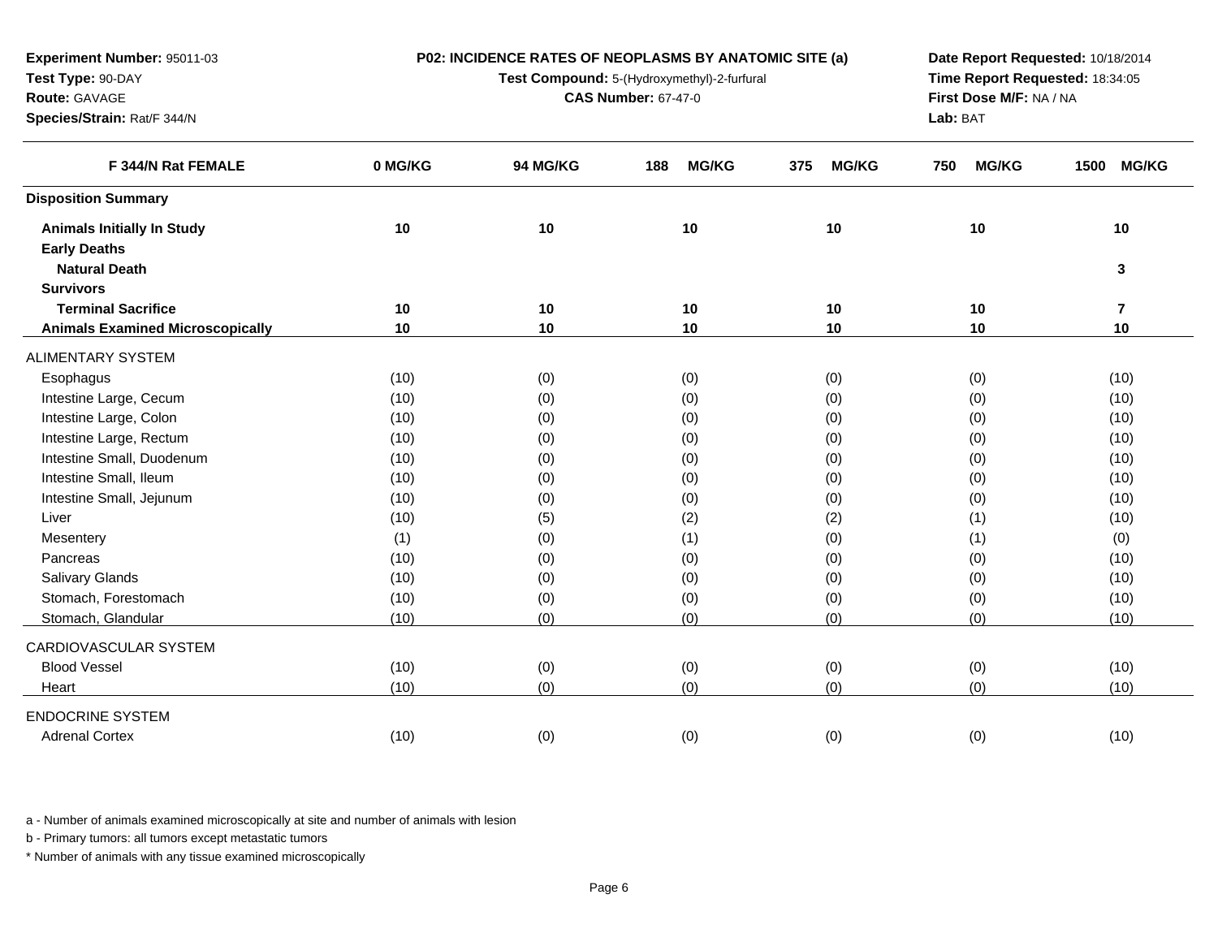**Experiment Number:** 95011-03
**Test Type:** 90-DAY
**Route:** GAVAGE
**Species/Strain:** Rat/F 344/N

**P02: INCIDENCE RATES OF NEOPLASMS BY ANATOMIC SITE (a)**
**Test Compound:** 5-(Hydroxymethyl)-2-furfural
**CAS Number:** 67-47-0

**Date Report Requested:** 10/18/2014
**Time Report Requested:** 18:34:05
**First Dose M/F:** NA / NA
**Lab:** BAT

| F 344/N Rat FEMALE | 0 MG/KG | 94 MG/KG | 188 MG/KG | 375 MG/KG | 750 MG/KG | 1500 MG/KG |
|---|---|---|---|---|---|---|
| **Disposition Summary** | | | | | | |
| **Animals Initially In Study** | **10** | **10** | **10** | **10** | **10** | **10** |
| **Early Deaths** | | | | | | |
| **Natural Death** | | | | | | **3** |
| **Survivors** | | | | | | |
| **Terminal Sacrifice** | **10** | **10** | **10** | **10** | **10** | **7** |
| **Animals Examined Microscopically** | **10** | **10** | **10** | **10** | **10** | **10** |
| ALIMENTARY SYSTEM | | | | | | |
| Esophagus | (10) | (0) | (0) | (0) | (0) | (10) |
| Intestine Large, Cecum | (10) | (0) | (0) | (0) | (0) | (10) |
| Intestine Large, Colon | (10) | (0) | (0) | (0) | (0) | (10) |
| Intestine Large, Rectum | (10) | (0) | (0) | (0) | (0) | (10) |
| Intestine Small, Duodenum | (10) | (0) | (0) | (0) | (0) | (10) |
| Intestine Small, Ileum | (10) | (0) | (0) | (0) | (0) | (10) |
| Intestine Small, Jejunum | (10) | (0) | (0) | (0) | (0) | (10) |
| Liver | (10) | (5) | (2) | (2) | (1) | (10) |
| Mesentery | (1) | (0) | (1) | (0) | (1) | (0) |
| Pancreas | (10) | (0) | (0) | (0) | (0) | (10) |
| Salivary Glands | (10) | (0) | (0) | (0) | (0) | (10) |
| Stomach, Forestomach | (10) | (0) | (0) | (0) | (0) | (10) |
| Stomach, Glandular | (10) | (0) | (0) | (0) | (0) | (10) |
| CARDIOVASCULAR SYSTEM | | | | | | |
| Blood Vessel | (10) | (0) | (0) | (0) | (0) | (10) |
| Heart | (10) | (0) | (0) | (0) | (0) | (10) |
| ENDOCRINE SYSTEM | | | | | | |
| Adrenal Cortex | (10) | (0) | (0) | (0) | (0) | (10) |

a - Number of animals examined microscopically at site and number of animals with lesion

b - Primary tumors: all tumors except metastatic tumors

* Number of animals with any tissue examined microscopically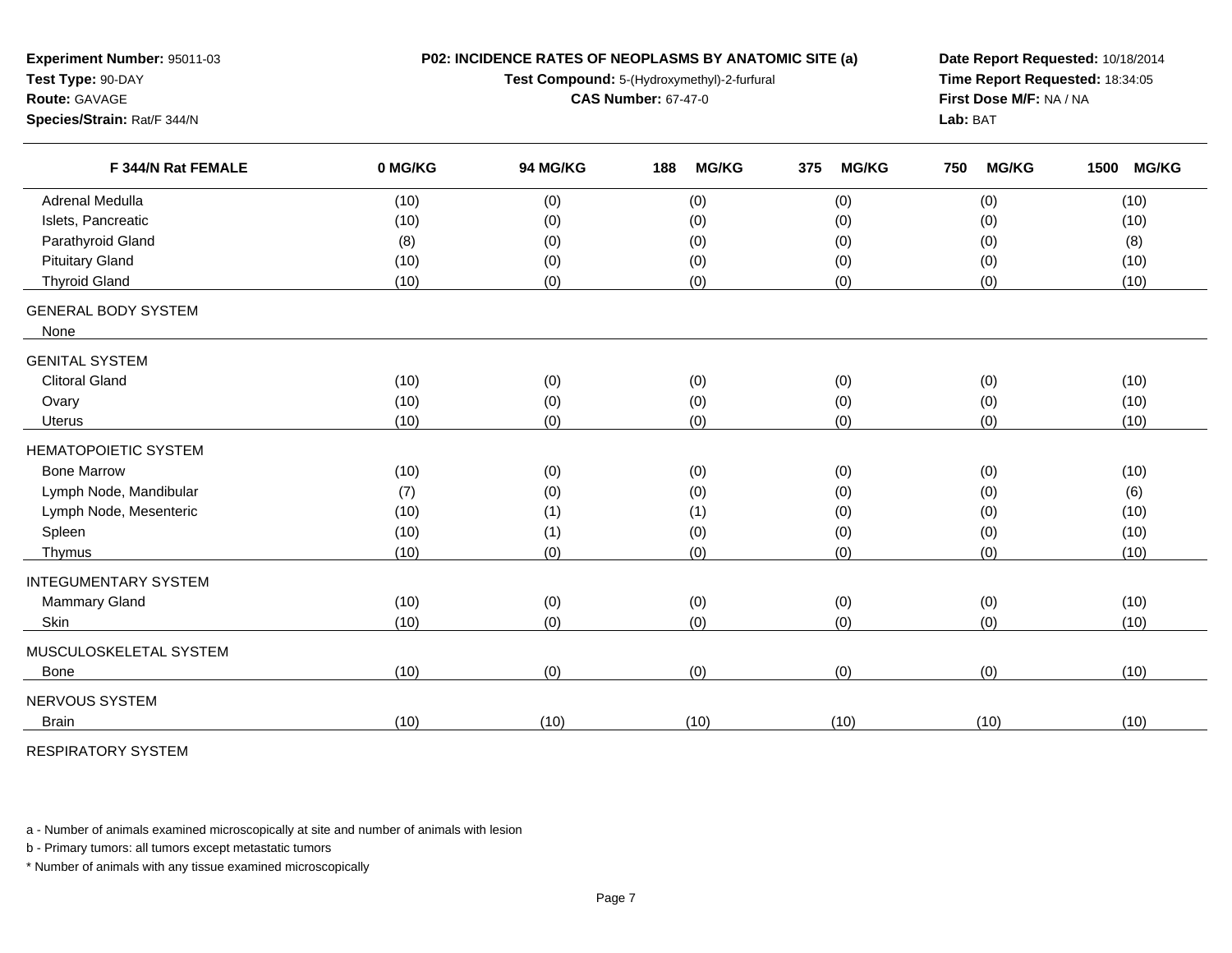**Experiment Number:** 95011-03
**Test Type:** 90-DAY
**Route:** GAVAGE
**Species/Strain:** Rat/F 344/N

**P02: INCIDENCE RATES OF NEOPLASMS BY ANATOMIC SITE (a)**
**Test Compound:** 5-(Hydroxymethyl)-2-furfural
**CAS Number:** 67-47-0

**Date Report Requested:** 10/18/2014
**Time Report Requested:** 18:34:05
**First Dose M/F:** NA / NA
**Lab:** BAT

| F 344/N Rat FEMALE | 0 MG/KG | 94 MG/KG | 188 MG/KG | 375 MG/KG | 750 MG/KG | 1500 MG/KG |
|---|---|---|---|---|---|---|
| Adrenal Medulla | (10) | (0) | (0) | (0) | (0) | (10) |
| Islets, Pancreatic | (10) | (0) | (0) | (0) | (0) | (10) |
| Parathyroid Gland | (8) | (0) | (0) | (0) | (0) | (8) |
| Pituitary Gland | (10) | (0) | (0) | (0) | (0) | (10) |
| Thyroid Gland | (10) | (0) | (0) | (0) | (0) | (10) |
| GENERAL BODY SYSTEM | | | | | | |
| None | | | | | | |
| GENITAL SYSTEM | | | | | | |
| Clitoral Gland | (10) | (0) | (0) | (0) | (0) | (10) |
| Ovary | (10) | (0) | (0) | (0) | (0) | (10) |
| Uterus | (10) | (0) | (0) | (0) | (0) | (10) |
| HEMATOPOIETIC SYSTEM | | | | | | |
| Bone Marrow | (10) | (0) | (0) | (0) | (0) | (10) |
| Lymph Node, Mandibular | (7) | (0) | (0) | (0) | (0) | (6) |
| Lymph Node, Mesenteric | (10) | (1) | (1) | (0) | (0) | (10) |
| Spleen | (10) | (1) | (0) | (0) | (0) | (10) |
| Thymus | (10) | (0) | (0) | (0) | (0) | (10) |
| INTEGUMENTARY SYSTEM | | | | | | |
| Mammary Gland | (10) | (0) | (0) | (0) | (0) | (10) |
| Skin | (10) | (0) | (0) | (0) | (0) | (10) |
| MUSCULOSKELETAL SYSTEM | | | | | | |
| Bone | (10) | (0) | (0) | (0) | (0) | (10) |
| NERVOUS SYSTEM | | | | | | |
| Brain | (10) | (10) | (10) | (10) | (10) | (10) |
| RESPIRATORY SYSTEM | | | | | | |

a - Number of animals examined microscopically at site and number of animals with lesion

b - Primary tumors: all tumors except metastatic tumors

* Number of animals with any tissue examined microscopically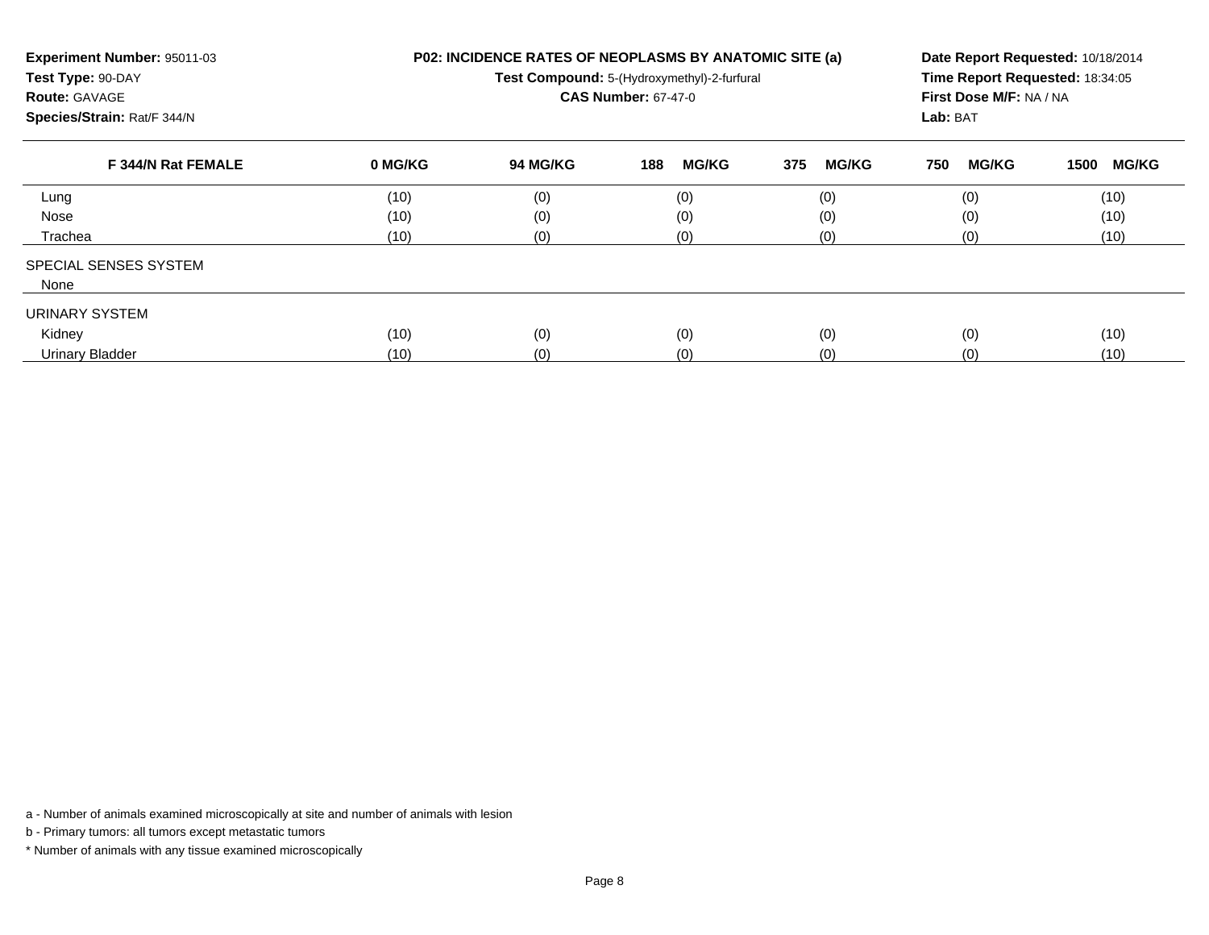**Experiment Number:** 95011-03
**Test Type:** 90-DAY
**Route:** GAVAGE
**Species/Strain:** Rat/F 344/N

**P02: INCIDENCE RATES OF NEOPLASMS BY ANATOMIC SITE (a)**
**Test Compound:** 5-(Hydroxymethyl)-2-furfural
**CAS Number:** 67-47-0

**Date Report Requested:** 10/18/2014
**Time Report Requested:** 18:34:05
**First Dose M/F:** NA / NA
**Lab:** BAT

| F 344/N Rat FEMALE | 0 MG/KG | 94 MG/KG | 188 MG/KG | 375 MG/KG | 750 MG/KG | 1500 MG/KG |
|---|---|---|---|---|---|---|
| Lung | (10) | (0) | (0) | (0) | (0) | (10) |
| Nose | (10) | (0) | (0) | (0) | (0) | (10) |
| Trachea | (10) | (0) | (0) | (0) | (0) | (10) |
| SPECIAL SENSES SYSTEM | | | | | | |
| None | | | | | | |
| URINARY SYSTEM | | | | | | |
| Kidney | (10) | (0) | (0) | (0) | (0) | (10) |
| Urinary Bladder | (10) | (0) | (0) | (0) | (0) | (10) |

a - Number of animals examined microscopically at site and number of animals with lesion

b - Primary tumors: all tumors except metastatic tumors

* Number of animals with any tissue examined microscopically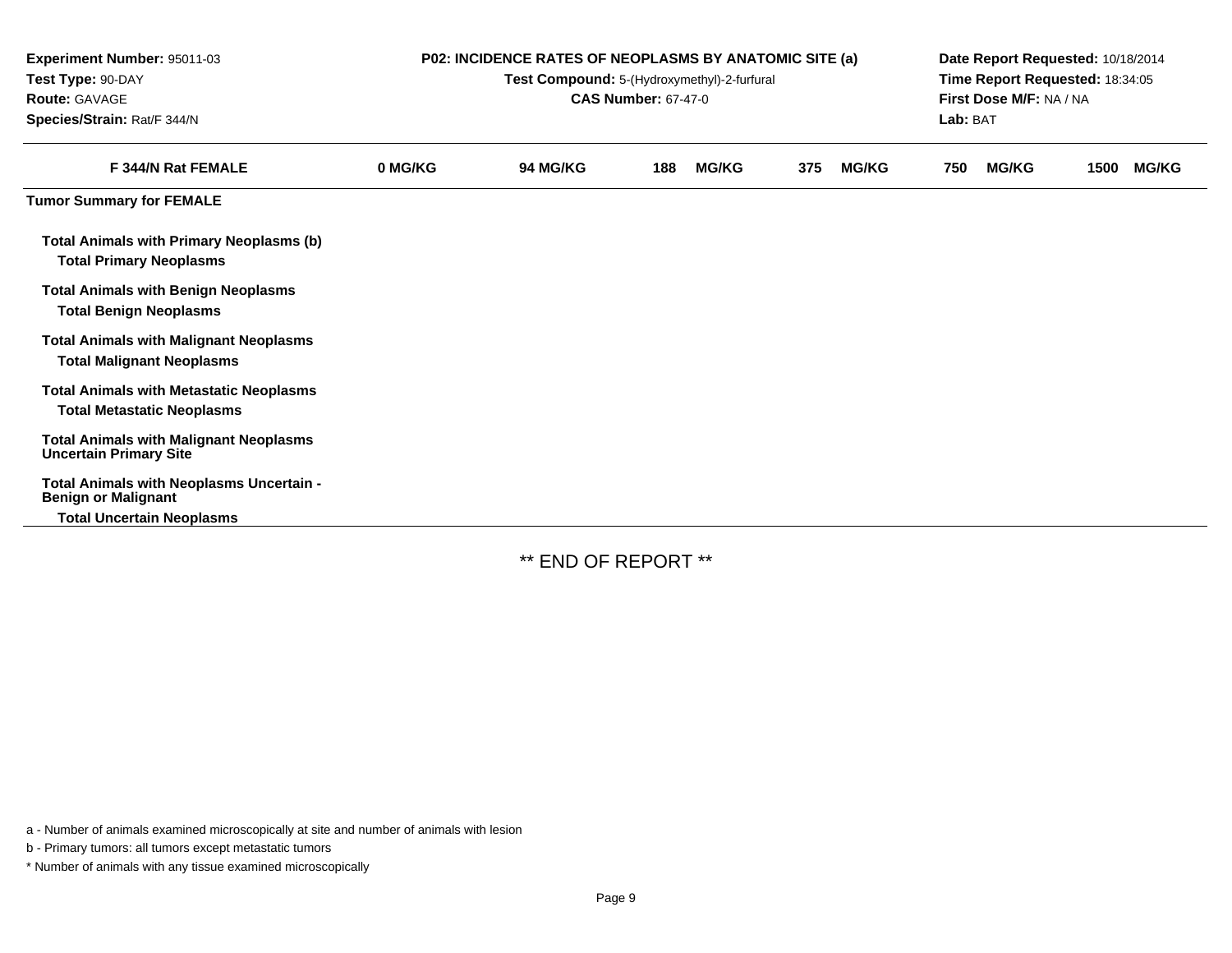**Experiment Number:** 95011-03
**Test Type:** 90-DAY
**Route:** GAVAGE
**Species/Strain:** Rat/F 344/N

**P02: INCIDENCE RATES OF NEOPLASMS BY ANATOMIC SITE (a)**
**Test Compound:** 5-(Hydroxymethyl)-2-furfural
**CAS Number:** 67-47-0

**Date Report Requested:** 10/18/2014
**Time Report Requested:** 18:34:05
**First Dose M/F:** NA / NA
**Lab:** BAT

| F 344/N Rat FEMALE | 0 MG/KG | 94 MG/KG | 188 MG/KG | 375 MG/KG | 750 MG/KG | 1500 MG/KG |
|---|---|---|---|---|---|---|
| **Tumor Summary for FEMALE** | | | | | | |
| **Total Animals with Primary Neoplasms (b)** | | | | | | |
| **Total Primary Neoplasms** | | | | | | |
| **Total Animals with Benign Neoplasms** | | | | | | |
| **Total Benign Neoplasms** | | | | | | |
| **Total Animals with Malignant Neoplasms** | | | | | | |
| **Total Malignant Neoplasms** | | | | | | |
| **Total Animals with Metastatic Neoplasms** | | | | | | |
| **Total Metastatic Neoplasms** | | | | | | |
| **Total Animals with Malignant Neoplasms Uncertain Primary Site** | | | | | | |
| **Total Animals with Neoplasms Uncertain - Benign or Malignant** | | | | | | |
| **Total Uncertain Neoplasms** | | | | | | |

** END OF REPORT **

a - Number of animals examined microscopically at site and number of animals with lesion

b - Primary tumors: all tumors except metastatic tumors

* Number of animals with any tissue examined microscopically